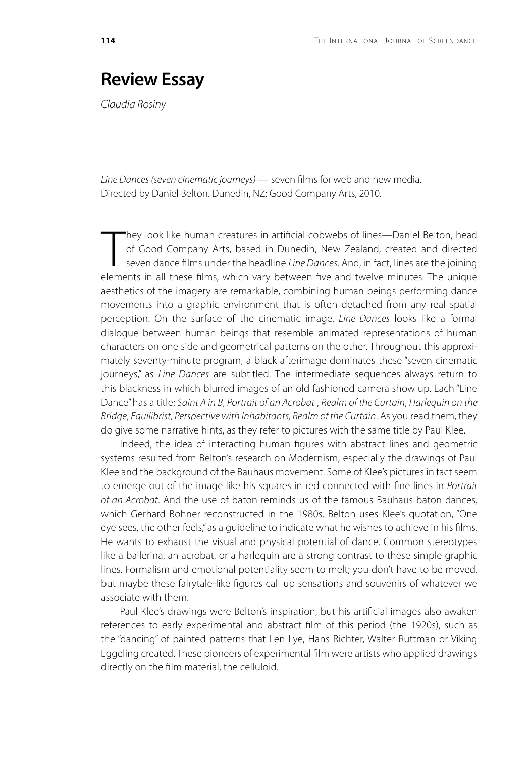# Review Essay

*Claudia Rosiny*

*Line Dances (seven cinematic journeys)* — seven films for web and new media. Directed by Daniel Belton. Dunedin, NZ: Good Company Arts, 2010.

They look like human creatures in artificial cobwebs of lines—Daniel Belton, head of Good Company Arts, based in Dunedin, New Zealand, created and directed seven dance films under the headline *Line Dances*. And, in fact, lines are the joining elements in all these films, which vary between five and twelve minutes. The unique aesthetics of the imagery are remarkable, combining human beings performing dance movements into a graphic environment that is often detached from any real spatial perception. On the surface of the cinematic image, *Line Dances* looks like a formal dialogue between human beings that resemble animated representations of human characters on one side and geometrical patterns on the other. Throughout this approximately seventy-minute program, a black afterimage dominates these "seven cinematic journeys," as *Line Dances* are subtitled. The intermediate sequences always return to this blackness in which blurred images of an old fashioned camera show up. Each "Line Dance" has a title: *Saint A in B*, *Portrait of an Acrobat* , *Realm of the Curtain*, *Harlequin on the Bridge*, *Equilibrist, Perspective with Inhabitants, Realm of the Curtain*. As you read them, they do give some narrative hints, as they refer to pictures with the same title by Paul Klee.

Indeed, the idea of interacting human figures with abstract lines and geometric systems resulted from Belton's research on Modernism, especially the drawings of Paul Klee and the background of the Bauhaus movement. Some of Klee's pictures in fact seem to emerge out of the image like his squares in red connected with fine lines in *Portrait of an Acrobat*. And the use of baton reminds us of the famous Bauhaus baton dances, which Gerhard Bohner reconstructed in the 1980s. Belton uses Klee's quotation, "One eye sees, the other feels," as a guideline to indicate what he wishes to achieve in his films. He wants to exhaust the visual and physical potential of dance. Common stereotypes like a ballerina, an acrobat, or a harlequin are a strong contrast to these simple graphic lines. Formalism and emotional potentiality seem to melt; you don't have to be moved, but maybe these fairytale-like figures call up sensations and souvenirs of whatever we associate with them.

Paul Klee's drawings were Belton's inspiration, but his artificial images also awaken references to early experimental and abstract film of this period (the 1920s), such as the "dancing" of painted patterns that Len Lye, Hans Richter, Walter Ruttman or Viking Eggeling created. These pioneers of experimental film were artists who applied drawings directly on the film material, the celluloid.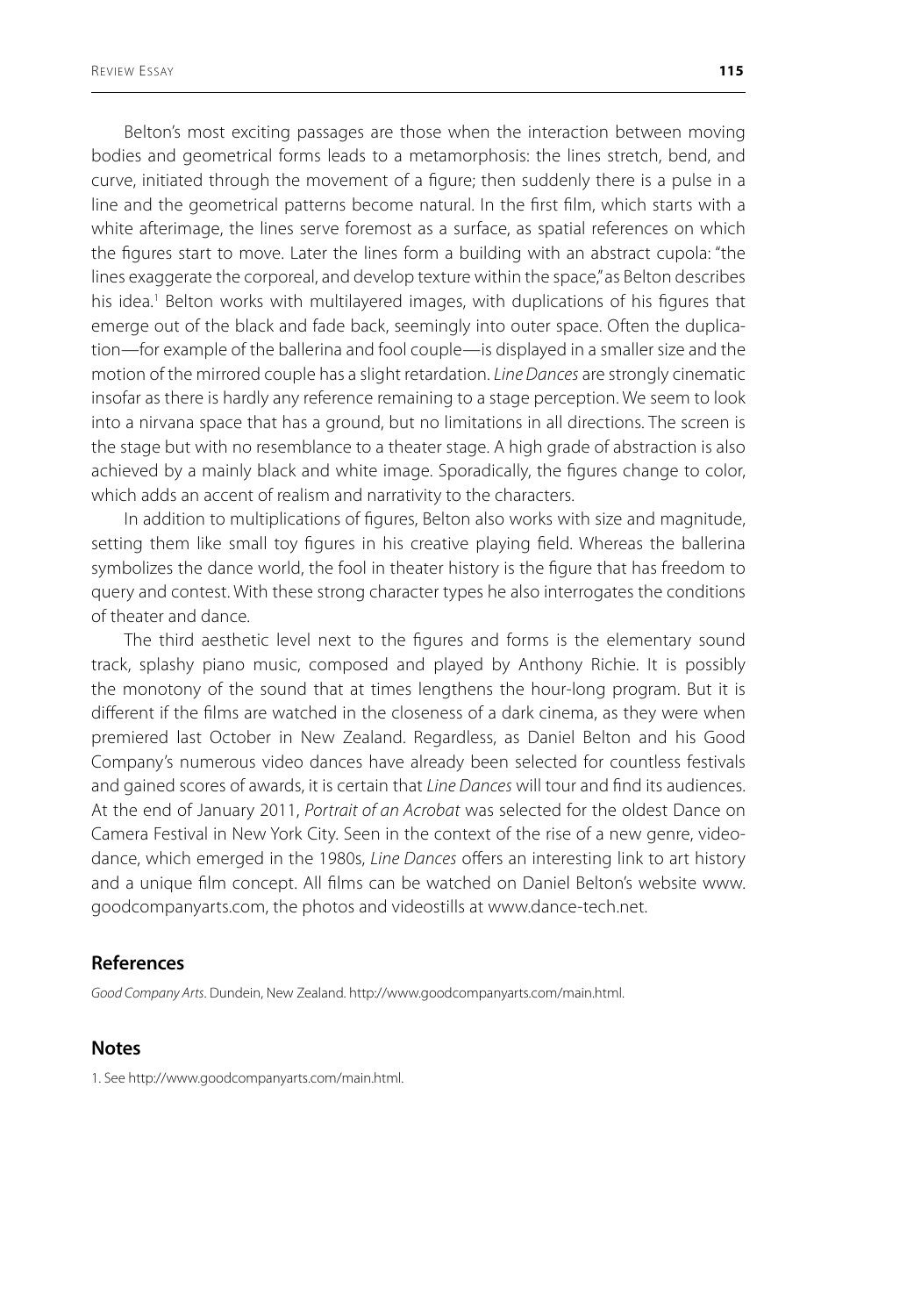Belton's most exciting passages are those when the interaction between moving bodies and geometrical forms leads to a metamorphosis: the lines stretch, bend, and curve, initiated through the movement of a figure; then suddenly there is a pulse in a line and the geometrical patterns become natural. In the first film, which starts with a white afterimage, the lines serve foremost as a surface, as spatial references on which the figures start to move. Later the lines form a building with an abstract cupola: "the lines exaggerate the corporeal, and develop texture within the space," as Belton describes his idea.[1] Belton works with multilayered images, with duplications of his figures that emerge out of the black and fade back, seemingly into outer space. Often the duplication—for example of the ballerina and fool couple—is displayed in a smaller size and the motion of the mirrored couple has a slight retardation. *Line Dances* are strongly cinematic insofar as there is hardly any reference remaining to a stage perception. We seem to look into a nirvana space that has a ground, but no limitations in all directions. The screen is the stage but with no resemblance to a theater stage. A high grade of abstraction is also achieved by a mainly black and white image. Sporadically, the figures change to color, which adds an accent of realism and narrativity to the characters.

In addition to multiplications of figures, Belton also works with size and magnitude, setting them like small toy figures in his creative playing field. Whereas the ballerina symbolizes the dance world, the fool in theater history is the figure that has freedom to query and contest. With these strong character types he also interrogates the conditions of theater and dance.

The third aesthetic level next to the figures and forms is the elementary sound track, splashy piano music, composed and played by Anthony Richie. It is possibly the monotony of the sound that at times lengthens the hour-long program. But it is different if the films are watched in the closeness of a dark cinema, as they were when premiered last October in New Zealand. Regardless, as Daniel Belton and his Good Company's numerous video dances have already been selected for countless festivals and gained scores of awards, it is certain that *Line Dances* will tour and find its audiences. At the end of January 2011, *Portrait of an Acrobat* was selected for the oldest Dance on Camera Festival in New York City. Seen in the context of the rise of a new genre, videodance, which emerged in the 1980s, *Line Dances* offers an interesting link to art history and a unique film concept. All films can be watched on Daniel Belton's website www.goodcompanyarts.com, the photos and videostills at www.dance-tech.net.

## References

*Good Company Arts*. Dundein, New Zealand. http://www.goodcompanyarts.com/main.html.

## Notes

1. See http://www.goodcompanyarts.com/main.html.